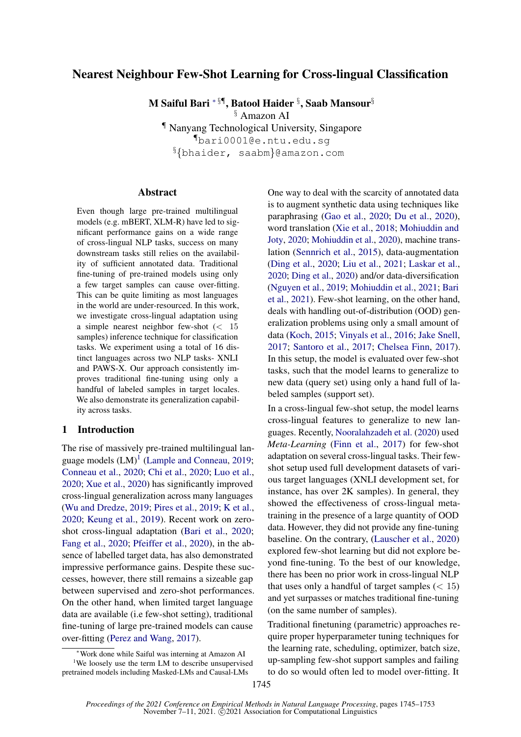# Nearest Neighbour Few-Shot Learning for Cross-lingual Classification

**M Saiful Bari** [* § ¶], **Batool Haider** [§], **Saab Mansour**[§]

[§] Amazon AI

[¶] Nanyang Technological University, Singapore

[¶]bari0001@e.ntu.edu.sg

[§]{bhaider, saabm}@amazon.com

## Abstract

Even though large pre-trained multilingual models (e.g. mBERT, XLM-R) have led to significant performance gains on a wide range of cross-lingual NLP tasks, success on many downstream tasks still relies on the availability of sufficient annotated data. Traditional fine-tuning of pre-trained models using only a few target samples can cause over-fitting. This can be quite limiting as most languages in the world are under-resourced. In this work, we investigate cross-lingual adaptation using a simple nearest neighbor few-shot (< 15 samples) inference technique for classification tasks. We experiment using a total of 16 distinct languages across two NLP tasks- XNLI and PAWS-X. Our approach consistently improves traditional fine-tuning using only a handful of labeled samples in target locales. We also demonstrate its generalization capability across tasks.

## 1 Introduction

The rise of massively pre-trained multilingual language models (LM)[1] (Lample and Conneau, 2019; Conneau et al., 2020; Chi et al., 2020; Luo et al., 2020; Xue et al., 2020) has significantly improved cross-lingual generalization across many languages (Wu and Dredze, 2019; Pires et al., 2019; K et al., 2020; Keung et al., 2019). Recent work on zero-shot cross-lingual adaptation (Bari et al., 2020; Fang et al., 2020; Pfeiffer et al., 2020), in the absence of labelled target data, has also demonstrated impressive performance gains. Despite these successes, however, there still remains a sizeable gap between supervised and zero-shot performances. On the other hand, when limited target language data are available (i.e few-shot setting), traditional fine-tuning of large pre-trained models can cause over-fitting (Perez and Wang, 2017).

One way to deal with the scarcity of annotated data is to augment synthetic data using techniques like paraphrasing (Gao et al., 2020; Du et al., 2020), word translation (Xie et al., 2018; Mohiuddin and Joty, 2020; Mohiuddin et al., 2020), machine translation (Sennrich et al., 2015), data-augmentation (Ding et al., 2020; Liu et al., 2021; Laskar et al., 2020; Ding et al., 2020) and/or data-diversification (Nguyen et al., 2019; Mohiuddin et al., 2021; Bari et al., 2021). Few-shot learning, on the other hand, deals with handling out-of-distribution (OOD) generalization problems using only a small amount of data (Koch, 2015; Vinyals et al., 2016; Jake Snell, 2017; Santoro et al., 2017; Chelsea Finn, 2017). In this setup, the model is evaluated over few-shot tasks, such that the model learns to generalize to new data (query set) using only a hand full of labeled samples (support set).

In a cross-lingual few-shot setup, the model learns cross-lingual features to generalize to new languages. Recently, Nooralahzadeh et al. (2020) used *Meta-Learning* (Finn et al., 2017) for few-shot adaptation on several cross-lingual tasks. Their few-shot setup used full development datasets of various target languages (XNLI development set, for instance, has over 2K samples). In general, they showed the effectiveness of cross-lingual meta-training in the presence of a large quantity of OOD data. However, they did not provide any fine-tuning baseline. On the contrary, (Lauscher et al., 2020) explored few-shot learning but did not explore beyond fine-tuning. To the best of our knowledge, there has been no prior work in cross-lingual NLP that uses only a handful of target samples (< 15) and yet surpasses or matches traditional fine-tuning (on the same number of samples).

Traditional finetuning (parametric) approaches require proper hyperparameter tuning techniques for the learning rate, scheduling, optimizer, batch size, up-sampling few-shot support samples and failing to do so would often led to model over-fitting. It

[*] Work done while Saiful was interning at Amazon AI

[1] We loosely use the term LM to describe unsupervised pretrained models including Masked-LMs and Causal-LMs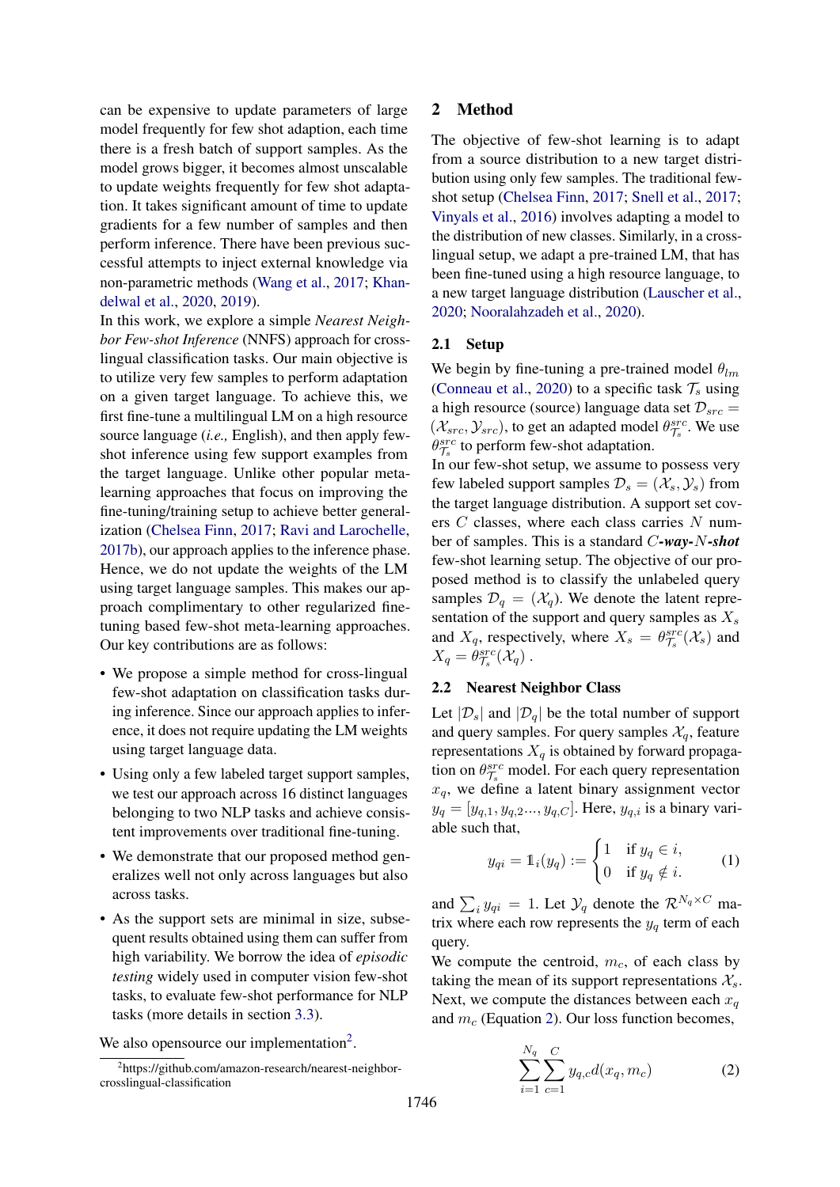can be expensive to update parameters of large model frequently for few shot adaption, each time there is a fresh batch of support samples. As the model grows bigger, it becomes almost unscalable to update weights frequently for few shot adaptation. It takes significant amount of time to update gradients for a few number of samples and then perform inference. There have been previous successful attempts to inject external knowledge via non-parametric methods (Wang et al., 2017; Khandelwal et al., 2020, 2019).

In this work, we explore a simple *Nearest Neighbor Few-shot Inference* (NNFS) approach for cross-lingual classification tasks. Our main objective is to utilize very few samples to perform adaptation on a given target language. To achieve this, we first fine-tune a multilingual LM on a high resource source language (*i.e.,* English), and then apply few-shot inference using few support examples from the target language. Unlike other popular meta-learning approaches that focus on improving the fine-tuning/training setup to achieve better generalization (Chelsea Finn, 2017; Ravi and Larochelle, 2017b), our approach applies to the inference phase. Hence, we do not update the weights of the LM using target language samples. This makes our approach complimentary to other regularized fine-tuning based few-shot meta-learning approaches. Our key contributions are as follows:

- We propose a simple method for cross-lingual few-shot adaptation on classification tasks during inference. Since our approach applies to inference, it does not require updating the LM weights using target language data.
- Using only a few labeled target support samples, we test our approach across 16 distinct languages belonging to two NLP tasks and achieve consistent improvements over traditional fine-tuning.
- We demonstrate that our proposed method generalizes well not only across languages but also across tasks.
- As the support sets are minimal in size, subsequent results obtained using them can suffer from high variability. We borrow the idea of *episodic testing* widely used in computer vision few-shot tasks, to evaluate few-shot performance for NLP tasks (more details in section 3.3).

We also opensource our implementation[2].

[2]https://github.com/amazon-research/nearest-neighbor-crosslingual-classification

## 2 Method

The objective of few-shot learning is to adapt from a source distribution to a new target distribution using only few samples. The traditional few-shot setup (Chelsea Finn, 2017; Snell et al., 2017; Vinyals et al., 2016) involves adapting a model to the distribution of new classes. Similarly, in a cross-lingual setup, we adapt a pre-trained LM, that has been fine-tuned using a high resource language, to a new target language distribution (Lauscher et al., 2020; Nooralahzadeh et al., 2020).

### 2.1 Setup

We begin by fine-tuning a pre-trained model $\theta_{lm}$ (Conneau et al., 2020) to a specific task $\mathcal{T}_s$ using a high resource (source) language data set $\mathcal{D}_{src} = (\mathcal{X}_{src}, \mathcal{Y}_{src})$, to get an adapted model $\theta^{src}_{\mathcal{T}_s}$. We use $\theta^{src}_{\mathcal{T}_s}$ to perform few-shot adaptation.

In our few-shot setup, we assume to possess very few labeled support samples $\mathcal{D}_s = (\mathcal{X}_s, \mathcal{Y}_s)$ from the target language distribution. A support set covers $C$ classes, where each class carries $N$ number of samples. This is a standard $C$***-way-***$N$***-shot*** few-shot learning setup. The objective of our proposed method is to classify the unlabeled query samples $\mathcal{D}_q = (\mathcal{X}_q)$. We denote the latent representation of the support and query samples as $X_s$ and $X_q$, respectively, where $X_s = \theta^{src}_{\mathcal{T}_s}(\mathcal{X}_s)$ and $X_q = \theta^{src}_{\mathcal{T}_s}(\mathcal{X}_q)$ .

### 2.2 Nearest Neighbor Class

Let $|\mathcal{D}_s|$ and $|\mathcal{D}_q|$ be the total number of support and query samples. For query samples $\mathcal{X}_q$, feature representations $X_q$ is obtained by forward propagation on $\theta^{src}_{\mathcal{T}_s}$ model. For each query representation $x_q$, we define a latent binary assignment vector $y_q = [y_{q,1}, y_{q,2}..., y_{q,C}]$. Here, $y_{q,i}$ is a binary variable such that,

$$y_{qi} = \mathbb{1}_i(y_q) := \begin{cases} 1 & \text{if } y_q \in i, \\ 0 & \text{if } y_q \notin i. \end{cases} \quad (1)$$

and $\sum_i y_{qi} = 1$. Let $\mathcal{Y}_q$ denote the $\mathcal{R}^{N_q \times C}$ matrix where each row represents the $y_q$ term of each query.

We compute the centroid, $m_c$, of each class by taking the mean of its support representations $\mathcal{X}_s$. Next, we compute the distances between each $x_q$ and $m_c$ (Equation 2). Our loss function becomes,

$$\sum_{i=1}^{N_q} \sum_{c=1}^{C} y_{q,c} d(x_q, m_c) \quad (2)$$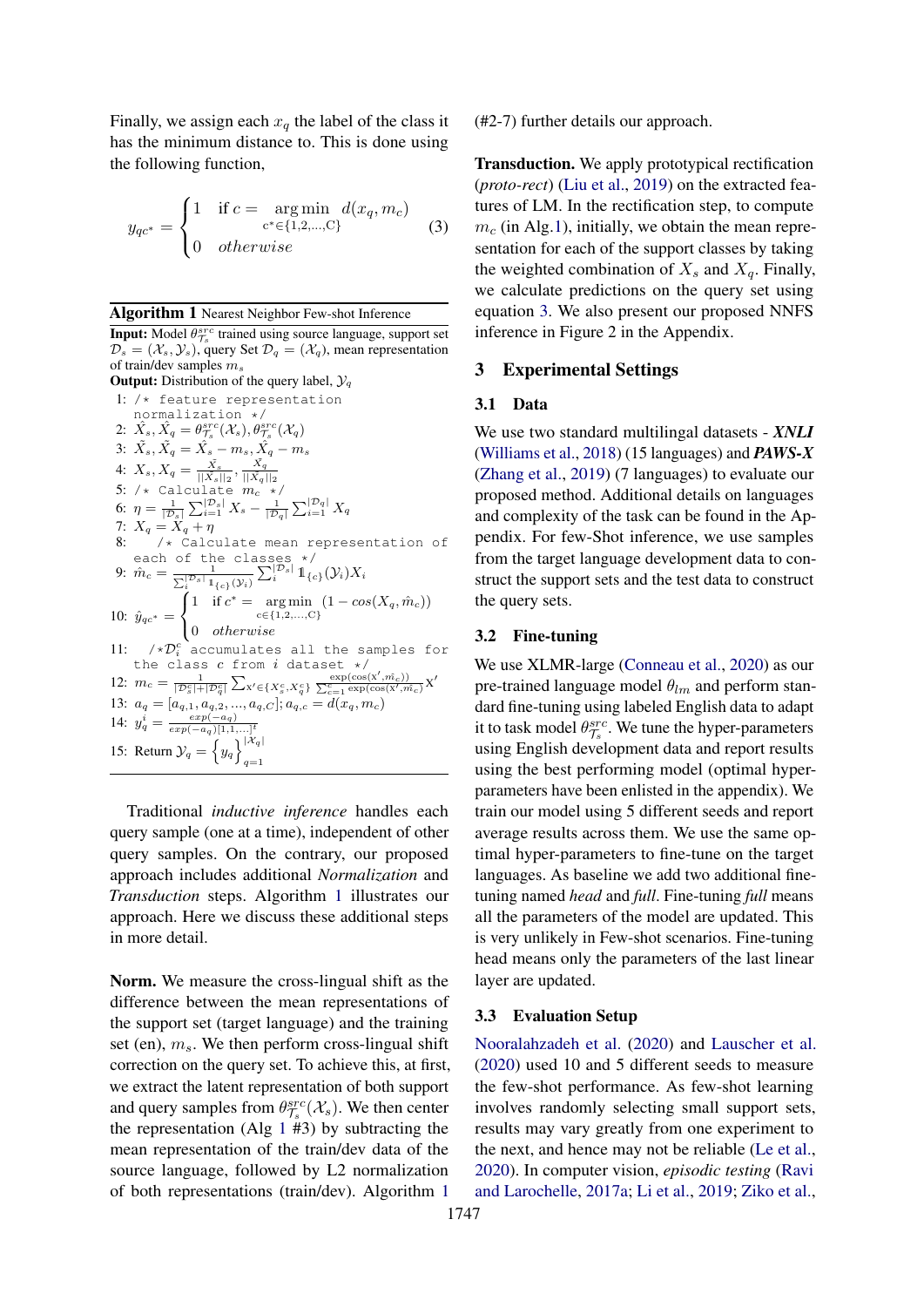Finally, we assign each $x_q$ the label of the class it has the minimum distance to. This is done using the following function,

$$y_{qc^*} = \begin{cases} 1 & \text{if } c = \underset{c^* \in \{1,2,\ldots,C\}}{\arg\min}\ d(x_q, m_c) \\ 0 & otherwise \end{cases} \quad (3)$$

**Algorithm 1** Nearest Neighbor Few-shot Inference

**Input:** Model $\theta^{src}_{\mathcal{T}_s}$ trained using source language, support set $\mathcal{D}_s = (\mathcal{X}_s, \mathcal{Y}_s)$, query Set $\mathcal{D}_q = (\mathcal{X}_q)$, mean representation of train/dev samples $m_s$

**Output:** Distribution of the query label, $\mathcal{Y}_q$

1: /* feature representation normalization */
2: $\hat{X}_s, \hat{X}_q = \theta^{src}_{\mathcal{T}_s}(\mathcal{X}_s), \theta^{src}_{\mathcal{T}_s}(\mathcal{X}_q)$
3: $\tilde{X}_s, \tilde{X}_q = \hat{X}_s - m_s, \hat{X}_q - m_s$
4: $X_s, X_q = \frac{\tilde{X}_s}{||\tilde{X}_s||_2}, \frac{\tilde{X}_q}{||\tilde{X}_q||_2}$
5: /* Calculate $m_c$ */
6: $\eta = \frac{1}{|\mathcal{D}_s|}\sum_{i=1}^{|\mathcal{D}_s|} X_s - \frac{1}{|\mathcal{D}_q|}\sum_{i=1}^{|\mathcal{D}_q|} X_q$
7: $X_q = X_q + \eta$
8: /* Calculate mean representation of each of the classes */
9: $\hat{m}_c = \frac{1}{\sum_i^{|\mathcal{D}_s|} \mathbb{1}_{\{c\}}(\mathcal{Y}_i)} \sum_i^{|\mathcal{D}_s|} \mathbb{1}_{\{c\}}(\mathcal{Y}_i) X_i$
10: $\hat{y}_{qc^*} = \begin{cases} 1 & \text{if } c^* = \underset{c \in \{1,2,\ldots,C\}}{\arg\min}\ (1 - cos(X_q, \hat{m}_c)) \\ 0 & otherwise \end{cases}$
11: /* $\mathcal{D}_i^c$ accumulates all the samples for the class $c$ from $i$ dataset */
12: $m_c = \frac{1}{|\mathcal{D}_s^c| + |\mathcal{D}_q^c|} \sum_{X' \in \{X_s^c, X_q^c\}} \frac{\exp(\cos(X', \hat{m}_c))}{\sum_{c=1}^{C} \exp(\cos(X', \hat{m}_c))} X'$
13: $a_q = [a_{q,1}, a_{q,2}, \ldots, a_{q,C}]; a_{q,c} = d(x_q, m_c)$
14: $y_q^i = \frac{exp(-a_q)}{exp(-a_q)[1,1,\ldots]^t}$
15: Return $\mathcal{Y}_q = \left\{ y_q \right\}_{q=1}^{|\mathcal{X}_q|}$

Traditional *inductive inference* handles each query sample (one at a time), independent of other query samples. On the contrary, our proposed approach includes additional *Normalization* and *Transduction* steps. Algorithm 1 illustrates our approach. Here we discuss these additional steps in more detail.

**Norm.** We measure the cross-lingual shift as the difference between the mean representations of the support set (target language) and the training set (en), $m_s$. We then perform cross-lingual shift correction on the query set. To achieve this, at first, we extract the latent representation of both support and query samples from $\theta^{src}_{\mathcal{T}_s}(\mathcal{X}_s)$. We then center the representation (Alg 1 #3) by subtracting the mean representation of the train/dev data of the source language, followed by L2 normalization of both representations (train/dev). Algorithm 1 (#2-7) further details our approach.

**Transduction.** We apply prototypical rectification (*proto-rect*) (Liu et al., 2019) on the extracted features of LM. In the rectification step, to compute $m_c$ (in Alg.1), initially, we obtain the mean representation for each of the support classes by taking the weighted combination of $X_s$ and $X_q$. Finally, we calculate predictions on the query set using equation 3. We also present our proposed NNFS inference in Figure 2 in the Appendix.

## 3 Experimental Settings

### 3.1 Data

We use two standard multilingual datasets - ***XNLI*** (Williams et al., 2018) (15 languages) and ***PAWS-X*** (Zhang et al., 2019) (7 languages) to evaluate our proposed method. Additional details on languages and complexity of the task can be found in the Appendix. For few-Shot inference, we use samples from the target language development data to construct the support sets and the test data to construct the query sets.

### 3.2 Fine-tuning

We use XLMR-large (Conneau et al., 2020) as our pre-trained language model $\theta_{lm}$ and perform standard fine-tuning using labeled English data to adapt it to task model $\theta^{src}_{\mathcal{T}_s}$. We tune the hyper-parameters using English development data and report results using the best performing model (optimal hyper-parameters have been enlisted in the appendix). We train our model using 5 different seeds and report average results across them. We use the same optimal hyper-parameters to fine-tune on the target languages. As baseline we add two additional fine-tuning named *head* and *full*. Fine-tuning *full* means all the parameters of the model are updated. This is very unlikely in Few-shot scenarios. Fine-tuning head means only the parameters of the last linear layer are updated.

### 3.3 Evaluation Setup

Nooralahzadeh et al. (2020) and Lauscher et al. (2020) used 10 and 5 different seeds to measure the few-shot performance. As few-shot learning involves randomly selecting small support sets, results may vary greatly from one experiment to the next, and hence may not be reliable (Le et al., 2020). In computer vision, *episodic testing* (Ravi and Larochelle, 2017a; Li et al., 2019; Ziko et al.,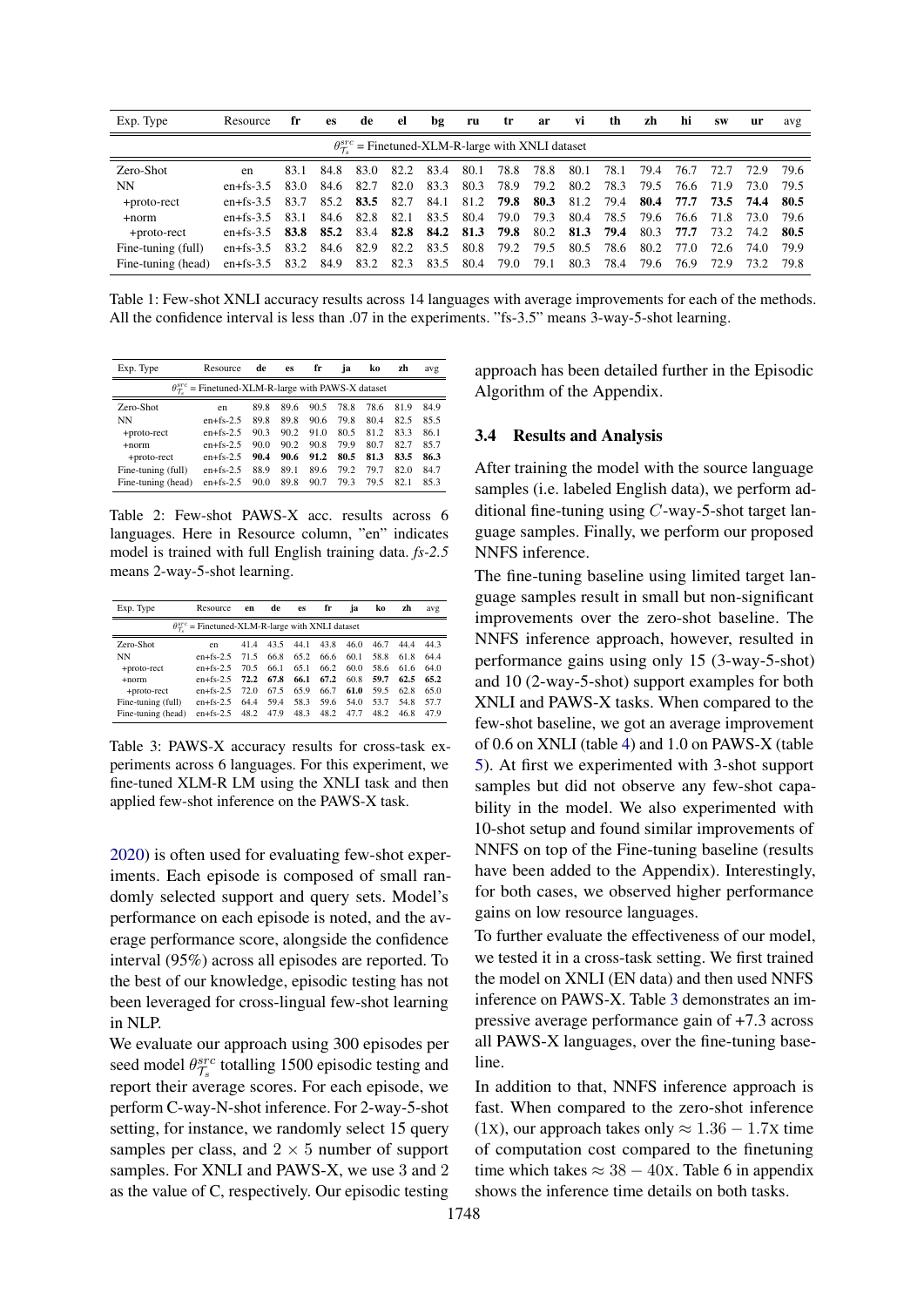| Exp. Type | Resource | fr | es | de | el | bg | ru | tr | ar | vi | th | zh | hi | sw | ur | avg |
|---|---|---|---|---|---|---|---|---|---|---|---|---|---|---|---|---|
| $\theta^{src}_{\mathcal{T}_s}$ = Finetuned-XLM-R-large with XNLI dataset | | | | | | | | | | | | | | | | |
| Zero-Shot | en | 83.1 | 84.8 | 83.0 | 82.2 | 83.4 | 80.1 | 78.8 | 78.8 | 80.1 | 78.1 | 79.4 | 76.7 | 72.7 | 72.9 | 79.6 |
| NN | en+fs-3.5 | 83.0 | 84.6 | 82.7 | 82.0 | 83.3 | 80.3 | 78.9 | 79.2 | 80.2 | 78.3 | 79.5 | 76.6 | 71.9 | 73.0 | 79.5 |
| +proto-rect | en+fs-3.5 | 83.7 | 85.2 | **83.5** | 82.7 | 84.1 | 81.2 | **79.8** | **80.3** | 81.2 | 79.4 | **80.4** | **77.7** | **73.5** | **74.4** | **80.5** |
| +norm | en+fs-3.5 | 83.1 | 84.6 | 82.8 | 82.1 | 83.5 | 80.4 | 79.0 | 79.3 | 80.4 | 78.5 | 79.6 | 76.6 | 71.8 | 73.0 | 79.6 |
| +proto-rect | en+fs-3.5 | **83.8** | **85.2** | 83.4 | **82.8** | **84.2** | **81.3** | **79.8** | 80.2 | **81.3** | **79.4** | 80.3 | **77.7** | 73.2 | 74.2 | **80.5** |
| Fine-tuning (full) | en+fs-3.5 | 83.2 | 84.6 | 82.9 | 82.2 | 83.5 | 80.8 | 79.2 | 79.5 | 80.5 | 78.6 | 80.2 | 77.0 | 72.6 | 74.0 | 79.9 |
| Fine-tuning (head) | en+fs-3.5 | 83.2 | 84.9 | 83.2 | 82.3 | 83.5 | 80.4 | 79.0 | 79.1 | 80.3 | 78.4 | 79.6 | 76.9 | 72.9 | 73.2 | 79.8 |

Table 1: Few-shot XNLI accuracy results across 14 languages with average improvements for each of the methods. All the confidence interval is less than .07 in the experiments. "fs-3.5" means 3-way-5-shot learning.

| Exp. Type | Resource | de | es | fr | ja | ko | zh | avg |
|---|---|---|---|---|---|---|---|---|
| $\theta^{src}_{\mathcal{T}_s}$ = Finetuned-XLM-R-large with PAWS-X dataset | | | | | | | | |
| Zero-Shot | en | 89.8 | 89.6 | 90.5 | 78.8 | 78.6 | 81.9 | 84.9 |
| NN | en+fs-2.5 | 89.8 | 89.8 | 90.6 | 79.8 | 80.4 | 82.5 | 85.5 |
| +proto-rect | en+fs-2.5 | 90.3 | 90.2 | 91.0 | 80.5 | 81.2 | 83.3 | 86.1 |
| +norm | en+fs-2.5 | 90.0 | 90.2 | 90.8 | 79.9 | 80.7 | 82.7 | 85.7 |
| +proto-rect | en+fs-2.5 | **90.4** | **90.6** | **91.2** | **80.5** | **81.3** | **83.5** | **86.3** |
| Fine-tuning (full) | en+fs-2.5 | 88.9 | 89.1 | 89.6 | 79.2 | 79.7 | 82.0 | 84.7 |
| Fine-tuning (head) | en+fs-2.5 | 90.0 | 89.8 | 90.7 | 79.3 | 79.5 | 82.1 | 85.3 |

Table 2: Few-shot PAWS-X acc. results across 6 languages. Here in Resource column, "en" indicates model is trained with full English training data. *fs-2.5* means 2-way-5-shot learning.

| Exp. Type | Resource | en | de | es | fr | ja | ko | zh | avg |
|---|---|---|---|---|---|---|---|---|---|
| $\theta^{src}_{\mathcal{T}_s}$ = Finetuned-XLM-R-large with XNLI dataset | | | | | | | | | |
| Zero-Shot | en | 41.4 | 43.5 | 44.1 | 43.8 | 46.0 | 46.7 | 44.4 | 44.3 |
| NN | en+fs-2.5 | 71.5 | 66.8 | 65.2 | 66.6 | 60.1 | 58.8 | 61.8 | 64.4 |
| +proto-rect | en+fs-2.5 | 70.5 | 66.1 | 65.1 | 66.2 | 60.0 | 58.6 | 61.6 | 64.0 |
| +norm | en+fs-2.5 | **72.2** | **67.8** | **66.1** | **67.2** | 60.8 | **59.7** | **62.5** | **65.2** |
| +proto-rect | en+fs-2.5 | 72.0 | 67.5 | 65.9 | 66.7 | **61.0** | 59.5 | 62.8 | 65.0 |
| Fine-tuning (full) | en+fs-2.5 | 64.4 | 59.4 | 58.3 | 59.6 | 54.0 | 53.7 | 54.8 | 57.7 |
| Fine-tuning (head) | en+fs-2.5 | 48.2 | 47.9 | 48.3 | 48.2 | 47.7 | 48.2 | 46.8 | 47.9 |

Table 3: PAWS-X accuracy results for cross-task experiments across 6 languages. For this experiment, we fine-tuned XLM-R LM using the XNLI task and then applied few-shot inference on the PAWS-X task.

2020) is often used for evaluating few-shot experiments. Each episode is composed of small randomly selected support and query sets. Model's performance on each episode is noted, and the average performance score, alongside the confidence interval (95%) across all episodes are reported. To the best of our knowledge, episodic testing has not been leveraged for cross-lingual few-shot learning in NLP.

We evaluate our approach using 300 episodes per seed model $\theta^{src}_{\mathcal{T}_s}$ totalling 1500 episodic testing and report their average scores. For each episode, we perform C-way-N-shot inference. For 2-way-5-shot setting, for instance, we randomly select 15 query samples per class, and $2 \times 5$ number of support samples. For XNLI and PAWS-X, we use 3 and 2 as the value of C, respectively. Our episodic testing approach has been detailed further in the Episodic Algorithm of the Appendix.

### 3.4 Results and Analysis

After training the model with the source language samples (i.e. labeled English data), we perform additional fine-tuning using $C$-way-5-shot target language samples. Finally, we perform our proposed NNFS inference.

The fine-tuning baseline using limited target language samples result in small but non-significant improvements over the zero-shot baseline. The NNFS inference approach, however, resulted in performance gains using only 15 (3-way-5-shot) and 10 (2-way-5-shot) support examples for both XNLI and PAWS-X tasks. When compared to the few-shot baseline, we got an average improvement of 0.6 on XNLI (table 4) and 1.0 on PAWS-X (table 5). At first we experimented with 3-shot support samples but did not observe any few-shot capability in the model. We also experimented with 10-shot setup and found similar improvements of NNFS on top of the Fine-tuning baseline (results have been added to the Appendix). Interestingly, for both cases, we observed higher performance gains on low resource languages.

To further evaluate the effectiveness of our model, we tested it in a cross-task setting. We first trained the model on XNLI (EN data) and then used NNFS inference on PAWS-X. Table 3 demonstrates an impressive average performance gain of +7.3 across all PAWS-X languages, over the fine-tuning baseline.

In addition to that, NNFS inference approach is fast. When compared to the zero-shot inference (1x), our approach takes only $\approx 1.36 - 1.7$x time of computation cost compared to the finetuning time which takes $\approx 38 - 40$x. Table 6 in appendix shows the inference time details on both tasks.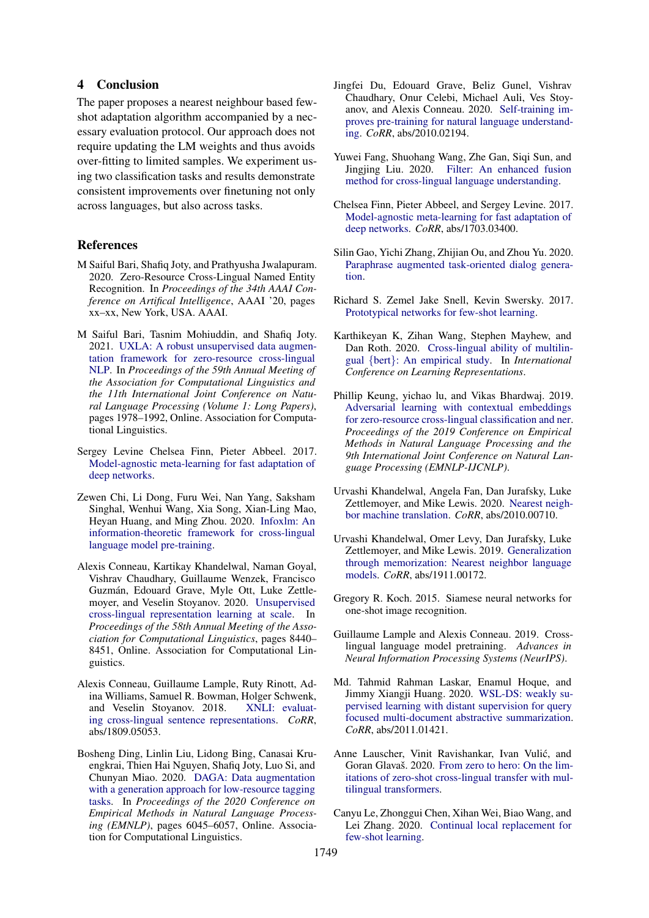## 4 Conclusion

The paper proposes a nearest neighbour based few-shot adaptation algorithm accompanied by a necessary evaluation protocol. Our approach does not require updating the LM weights and thus avoids over-fitting to limited samples. We experiment using two classification tasks and results demonstrate consistent improvements over finetuning not only across languages, but also across tasks.

## References

M Saiful Bari, Shafiq Joty, and Prathyusha Jwalapuram. 2020. Zero-Resource Cross-Lingual Named Entity Recognition. In *Proceedings of the 34th AAAI Conference on Artifical Intelligence*, AAAI '20, pages xx–xx, New York, USA. AAAI.

M Saiful Bari, Tasnim Mohiuddin, and Shafiq Joty. 2021. UXLA: A robust unsupervised data augmentation framework for zero-resource cross-lingual NLP. In *Proceedings of the 59th Annual Meeting of the Association for Computational Linguistics and the 11th International Joint Conference on Natural Language Processing (Volume 1: Long Papers)*, pages 1978–1992, Online. Association for Computational Linguistics.

Sergey Levine Chelsea Finn, Pieter Abbeel. 2017. Model-agnostic meta-learning for fast adaptation of deep networks.

Zewen Chi, Li Dong, Furu Wei, Nan Yang, Saksham Singhal, Wenhui Wang, Xia Song, Xian-Ling Mao, Heyan Huang, and Ming Zhou. 2020. Infoxlm: An information-theoretic framework for cross-lingual language model pre-training.

Alexis Conneau, Kartikay Khandelwal, Naman Goyal, Vishrav Chaudhary, Guillaume Wenzek, Francisco Guzmán, Edouard Grave, Myle Ott, Luke Zettlemoyer, and Veselin Stoyanov. 2020. Unsupervised cross-lingual representation learning at scale. In *Proceedings of the 58th Annual Meeting of the Association for Computational Linguistics*, pages 8440–8451, Online. Association for Computational Linguistics.

Alexis Conneau, Guillaume Lample, Ruty Rinott, Adina Williams, Samuel R. Bowman, Holger Schwenk, and Veselin Stoyanov. 2018. XNLI: evaluating cross-lingual sentence representations. *CoRR*, abs/1809.05053.

Bosheng Ding, Linlin Liu, Lidong Bing, Canasai Kruengkrai, Thien Hai Nguyen, Shafiq Joty, Luo Si, and Chunyan Miao. 2020. DAGA: Data augmentation with a generation approach for low-resource tagging tasks. In *Proceedings of the 2020 Conference on Empirical Methods in Natural Language Processing (EMNLP)*, pages 6045–6057, Online. Association for Computational Linguistics.

Jingfei Du, Edouard Grave, Beliz Gunel, Vishrav Chaudhary, Onur Celebi, Michael Auli, Ves Stoyanov, and Alexis Conneau. 2020. Self-training improves pre-training for natural language understanding. *CoRR*, abs/2010.02194.

Yuwei Fang, Shuohang Wang, Zhe Gan, Siqi Sun, and Jingjing Liu. 2020. Filter: An enhanced fusion method for cross-lingual language understanding.

Chelsea Finn, Pieter Abbeel, and Sergey Levine. 2017. Model-agnostic meta-learning for fast adaptation of deep networks. *CoRR*, abs/1703.03400.

Silin Gao, Yichi Zhang, Zhijian Ou, and Zhou Yu. 2020. Paraphrase augmented task-oriented dialog generation.

Richard S. Zemel Jake Snell, Kevin Swersky. 2017. Prototypical networks for few-shot learning.

Karthikeyan K, Zihan Wang, Stephen Mayhew, and Dan Roth. 2020. Cross-lingual ability of multilingual {bert}: An empirical study. In *International Conference on Learning Representations*.

Phillip Keung, yichao lu, and Vikas Bhardwaj. 2019. Adversarial learning with contextual embeddings for zero-resource cross-lingual classification and ner. *Proceedings of the 2019 Conference on Empirical Methods in Natural Language Processing and the 9th International Joint Conference on Natural Language Processing (EMNLP-IJCNLP)*.

Urvashi Khandelwal, Angela Fan, Dan Jurafsky, Luke Zettlemoyer, and Mike Lewis. 2020. Nearest neighbor machine translation. *CoRR*, abs/2010.00710.

Urvashi Khandelwal, Omer Levy, Dan Jurafsky, Luke Zettlemoyer, and Mike Lewis. 2019. Generalization through memorization: Nearest neighbor language models. *CoRR*, abs/1911.00172.

Gregory R. Koch. 2015. Siamese neural networks for one-shot image recognition.

Guillaume Lample and Alexis Conneau. 2019. Cross-lingual language model pretraining. *Advances in Neural Information Processing Systems (NeurIPS)*.

Md. Tahmid Rahman Laskar, Enamul Hoque, and Jimmy Xiangji Huang. 2020. WSL-DS: weakly supervised learning with distant supervision for query focused multi-document abstractive summarization. *CoRR*, abs/2011.01421.

Anne Lauscher, Vinit Ravishankar, Ivan Vulić, and Goran Glavaš. 2020. From zero to hero: On the limitations of zero-shot cross-lingual transfer with multilingual transformers.

Canyu Le, Zhonggui Chen, Xihan Wei, Biao Wang, and Lei Zhang. 2020. Continual local replacement for few-shot learning.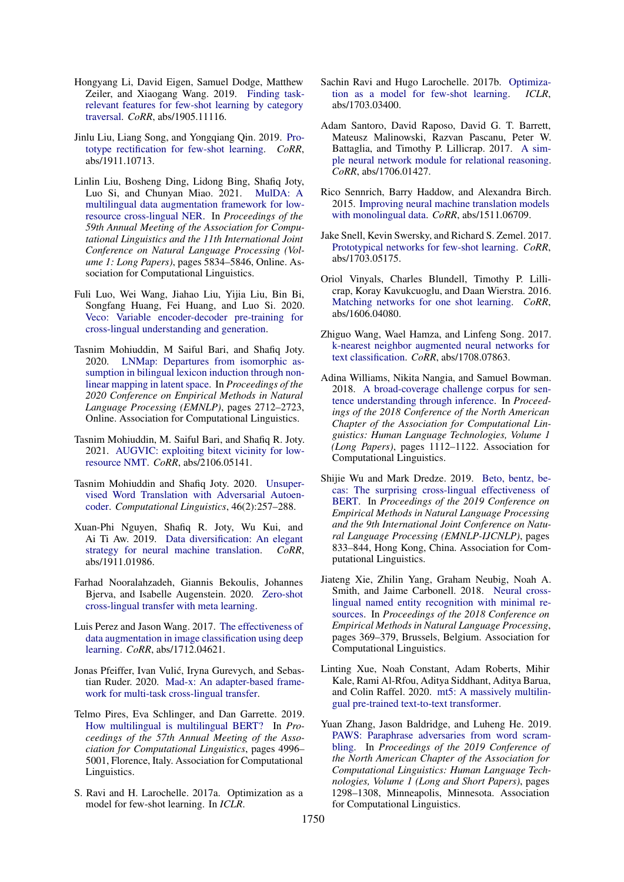Hongyang Li, David Eigen, Samuel Dodge, Matthew Zeiler, and Xiaogang Wang. 2019. Finding task-relevant features for few-shot learning by category traversal. *CoRR*, abs/1905.11116.

Jinlu Liu, Liang Song, and Yongqiang Qin. 2019. Prototype rectification for few-shot learning. *CoRR*, abs/1911.10713.

Linlin Liu, Bosheng Ding, Lidong Bing, Shafiq Joty, Luo Si, and Chunyan Miao. 2021. MulDA: A multilingual data augmentation framework for low-resource cross-lingual NER. In *Proceedings of the 59th Annual Meeting of the Association for Computational Linguistics and the 11th International Joint Conference on Natural Language Processing (Volume 1: Long Papers)*, pages 5834–5846, Online. Association for Computational Linguistics.

Fuli Luo, Wei Wang, Jiahao Liu, Yijia Liu, Bin Bi, Songfang Huang, Fei Huang, and Luo Si. 2020. Veco: Variable encoder-decoder pre-training for cross-lingual understanding and generation.

Tasnim Mohiuddin, M Saiful Bari, and Shafiq Joty. 2020. LNMap: Departures from isomorphic assumption in bilingual lexicon induction through non-linear mapping in latent space. In *Proceedings of the 2020 Conference on Empirical Methods in Natural Language Processing (EMNLP)*, pages 2712–2723, Online. Association for Computational Linguistics.

Tasnim Mohiuddin, M. Saiful Bari, and Shafiq R. Joty. 2021. AUGVIC: exploiting bitext vicinity for low-resource NMT. *CoRR*, abs/2106.05141.

Tasnim Mohiuddin and Shafiq Joty. 2020. Unsupervised Word Translation with Adversarial Autoencoder. *Computational Linguistics*, 46(2):257–288.

Xuan-Phi Nguyen, Shafiq R. Joty, Wu Kui, and Ai Ti Aw. 2019. Data diversification: An elegant strategy for neural machine translation. *CoRR*, abs/1911.01986.

Farhad Nooralahzadeh, Giannis Bekoulis, Johannes Bjerva, and Isabelle Augenstein. 2020. Zero-shot cross-lingual transfer with meta learning.

Luis Perez and Jason Wang. 2017. The effectiveness of data augmentation in image classification using deep learning. *CoRR*, abs/1712.04621.

Jonas Pfeiffer, Ivan Vulić, Iryna Gurevych, and Sebastian Ruder. 2020. Mad-x: An adapter-based framework for multi-task cross-lingual transfer.

Telmo Pires, Eva Schlinger, and Dan Garrette. 2019. How multilingual is multilingual BERT? In *Proceedings of the 57th Annual Meeting of the Association for Computational Linguistics*, pages 4996–5001, Florence, Italy. Association for Computational Linguistics.

S. Ravi and H. Larochelle. 2017a. Optimization as a model for few-shot learning. In *ICLR*.

Sachin Ravi and Hugo Larochelle. 2017b. Optimization as a model for few-shot learning. *ICLR*, abs/1703.03400.

Adam Santoro, David Raposo, David G. T. Barrett, Mateusz Malinowski, Razvan Pascanu, Peter W. Battaglia, and Timothy P. Lillicrap. 2017. A simple neural network module for relational reasoning. *CoRR*, abs/1706.01427.

Rico Sennrich, Barry Haddow, and Alexandra Birch. 2015. Improving neural machine translation models with monolingual data. *CoRR*, abs/1511.06709.

Jake Snell, Kevin Swersky, and Richard S. Zemel. 2017. Prototypical networks for few-shot learning. *CoRR*, abs/1703.05175.

Oriol Vinyals, Charles Blundell, Timothy P. Lillicrap, Koray Kavukcuoglu, and Daan Wierstra. 2016. Matching networks for one shot learning. *CoRR*, abs/1606.04080.

Zhiguo Wang, Wael Hamza, and Linfeng Song. 2017. k-nearest neighbor augmented neural networks for text classification. *CoRR*, abs/1708.07863.

Adina Williams, Nikita Nangia, and Samuel Bowman. 2018. A broad-coverage challenge corpus for sentence understanding through inference. In *Proceedings of the 2018 Conference of the North American Chapter of the Association for Computational Linguistics: Human Language Technologies, Volume 1 (Long Papers)*, pages 1112–1122. Association for Computational Linguistics.

Shijie Wu and Mark Dredze. 2019. Beto, bentz, becas: The surprising cross-lingual effectiveness of BERT. In *Proceedings of the 2019 Conference on Empirical Methods in Natural Language Processing and the 9th International Joint Conference on Natural Language Processing (EMNLP-IJCNLP)*, pages 833–844, Hong Kong, China. Association for Computational Linguistics.

Jiateng Xie, Zhilin Yang, Graham Neubig, Noah A. Smith, and Jaime Carbonell. 2018. Neural cross-lingual named entity recognition with minimal resources. In *Proceedings of the 2018 Conference on Empirical Methods in Natural Language Processing*, pages 369–379, Brussels, Belgium. Association for Computational Linguistics.

Linting Xue, Noah Constant, Adam Roberts, Mihir Kale, Rami Al-Rfou, Aditya Siddhant, Aditya Barua, and Colin Raffel. 2020. mt5: A massively multilingual pre-trained text-to-text transformer.

Yuan Zhang, Jason Baldridge, and Luheng He. 2019. PAWS: Paraphrase adversaries from word scrambling. In *Proceedings of the 2019 Conference of the North American Chapter of the Association for Computational Linguistics: Human Language Technologies, Volume 1 (Long and Short Papers)*, pages 1298–1308, Minneapolis, Minnesota. Association for Computational Linguistics.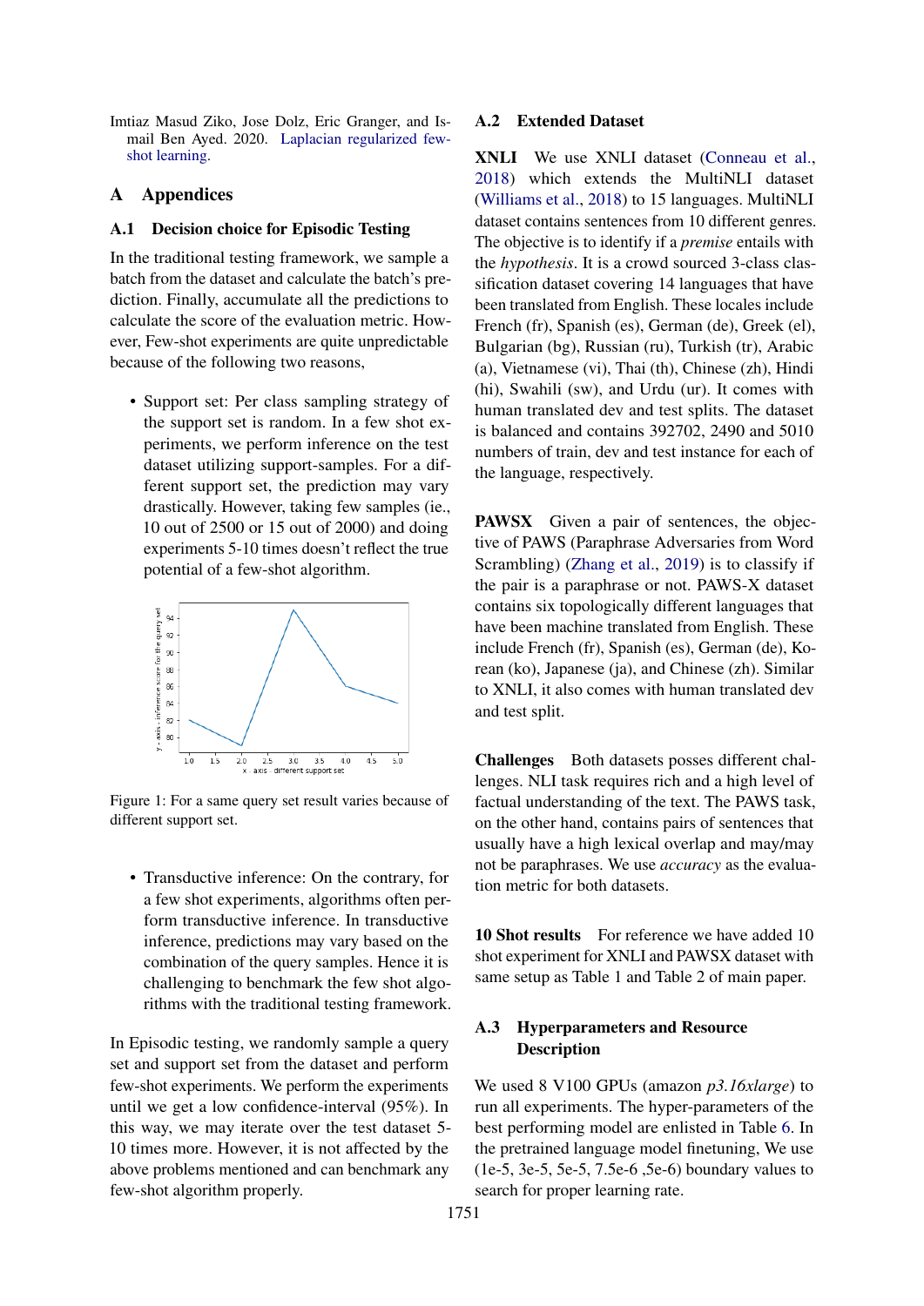Imtiaz Masud Ziko, Jose Dolz, Eric Granger, and Ismail Ben Ayed. 2020. Laplacian regularized few-shot learning.

# A Appendices

## A.1 Decision choice for Episodic Testing

In the traditional testing framework, we sample a batch from the dataset and calculate the batch's prediction. Finally, accumulate all the predictions to calculate the score of the evaluation metric. However, Few-shot experiments are quite unpredictable because of the following two reasons,

- Support set: Per class sampling strategy of the support set is random. In a few shot experiments, we perform inference on the test dataset utilizing support-samples. For a different support set, the prediction may vary drastically. However, taking few samples (ie., 10 out of 2500 or 15 out of 2000) and doing experiments 5-10 times doesn't reflect the true potential of a few-shot algorithm.

Figure 1: For a same query set result varies because of different support set.

- Transductive inference: On the contrary, for a few shot experiments, algorithms often perform transductive inference. In transductive inference, predictions may vary based on the combination of the query samples. Hence it is challenging to benchmark the few shot algorithms with the traditional testing framework.

In Episodic testing, we randomly sample a query set and support set from the dataset and perform few-shot experiments. We perform the experiments until we get a low confidence-interval (95%). In this way, we may iterate over the test dataset 5-10 times more. However, it is not affected by the above problems mentioned and can benchmark any few-shot algorithm properly.

## A.2 Extended Dataset

**XNLI** We use XNLI dataset (Conneau et al., 2018) which extends the MultiNLI dataset (Williams et al., 2018) to 15 languages. MultiNLI dataset contains sentences from 10 different genres. The objective is to identify if a *premise* entails with the *hypothesis*. It is a crowd sourced 3-class classification dataset covering 14 languages that have been translated from English. These locales include French (fr), Spanish (es), German (de), Greek (el), Bulgarian (bg), Russian (ru), Turkish (tr), Arabic (a), Vietnamese (vi), Thai (th), Chinese (zh), Hindi (hi), Swahili (sw), and Urdu (ur). It comes with human translated dev and test splits. The dataset is balanced and contains 392702, 2490 and 5010 numbers of train, dev and test instance for each of the language, respectively.

**PAWSX** Given a pair of sentences, the objective of PAWS (Paraphrase Adversaries from Word Scrambling) (Zhang et al., 2019) is to classify if the pair is a paraphrase or not. PAWS-X dataset contains six topologically different languages that have been machine translated from English. These include French (fr), Spanish (es), German (de), Korean (ko), Japanese (ja), and Chinese (zh). Similar to XNLI, it also comes with human translated dev and test split.

**Challenges** Both datasets posses different challenges. NLI task requires rich and a high level of factual understanding of the text. The PAWS task, on the other hand, contains pairs of sentences that usually have a high lexical overlap and may/may not be paraphrases. We use *accuracy* as the evaluation metric for both datasets.

**10 Shot results** For reference we have added 10 shot experiment for XNLI and PAWSX dataset with same setup as Table 1 and Table 2 of main paper.

## A.3 Hyperparameters and Resource Description

We used 8 V100 GPUs (amazon *p3.16xlarge*) to run all experiments. The hyper-parameters of the best performing model are enlisted in Table 6. In the pretrained language model finetuning, We use (1e-5, 3e-5, 5e-5, 7.5e-6 ,5e-6) boundary values to search for proper learning rate.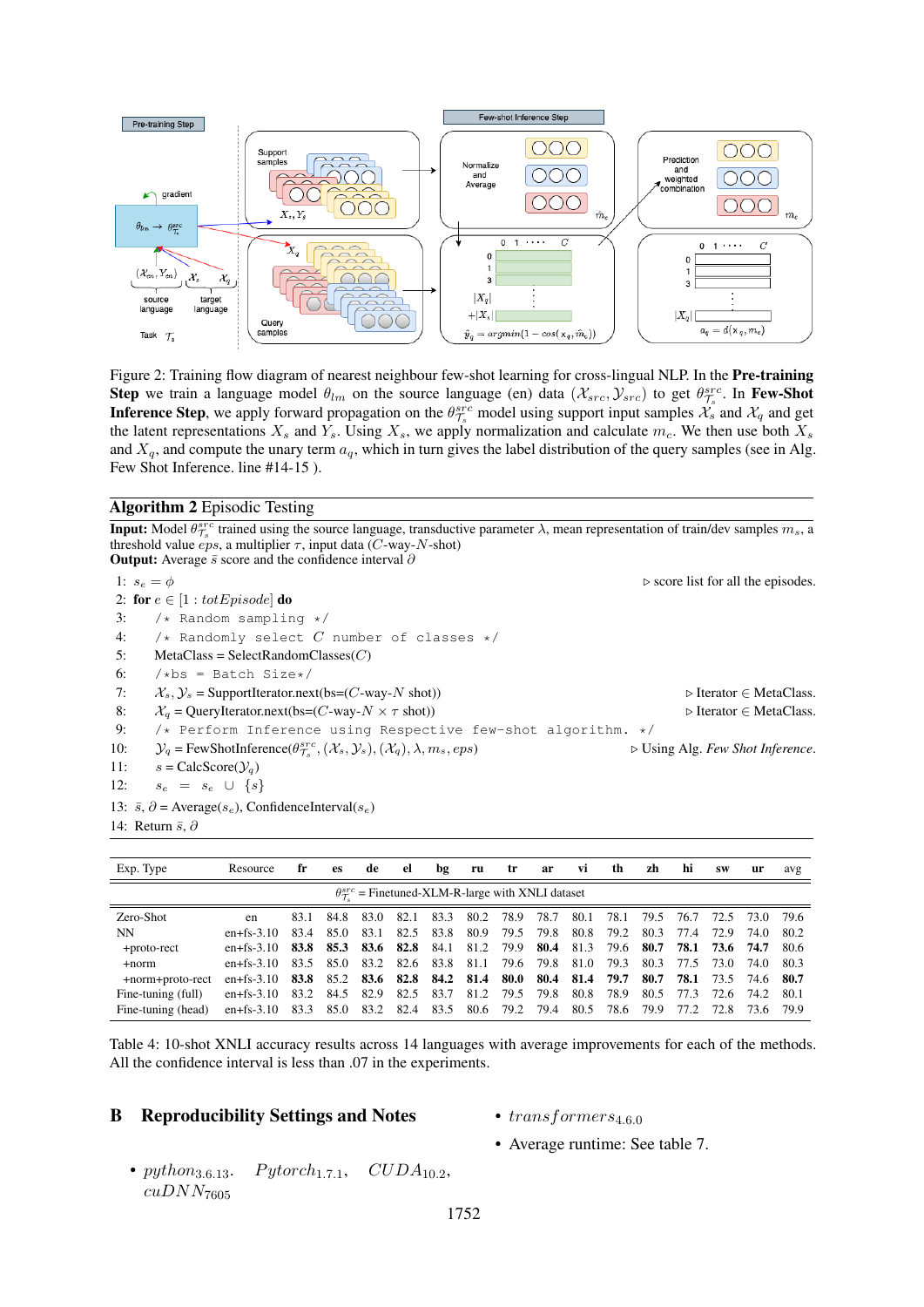Figure 2: Training flow diagram of nearest neighbour few-shot learning for cross-lingual NLP. In the **Pre-training Step** we train a language model $\theta_{lm}$ on the source language (en) data $(\mathcal{X}_{src}, \mathcal{Y}_{src})$ to get $\theta^{src}_{\mathcal{T}_s}$. In **Few-Shot Inference Step**, we apply forward propagation on the $\theta^{src}_{\mathcal{T}_s}$ model using support input samples $\mathcal{X}_s$ and $\mathcal{X}_q$ and get the latent representations $X_s$ and $Y_s$. Using $X_s$, we apply normalization and calculate $m_c$. We then use both $X_s$ and $X_q$, and compute the unary term $a_q$, which in turn gives the label distribution of the query samples (see in Alg. Few Shot Inference. line #14-15 ).

**Algorithm 2** Episodic Testing

**Input:** Model $\theta^{src}_{\mathcal{T}_s}$ trained using the source language, transductive parameter $\lambda$, mean representation of train/dev samples $m_s$, a threshold value $eps$, a multiplier $\tau$, input data ($C$-way-$N$-shot)
**Output:** Average $\bar{s}$ score and the confidence interval $\partial$

1: $s_e = \phi$ ▷ score list for all the episodes.
2: **for** $e \in [1 : totEpisode]$ **do**
3: /* Random sampling */
4: /* Randomly select $C$ number of classes */
5: MetaClass = SelectRandomClasses($C$)
6: /*bs = Batch Size*/
7: $\mathcal{X}_s, \mathcal{Y}_s$ = SupportIterator.next(bs=($C$-way-$N$ shot)) ▷ Iterator $\in$ MetaClass.
8: $\mathcal{X}_q$ = QueryIterator.next(bs=($C$-way-$N \times \tau$ shot)) ▷ Iterator $\in$ MetaClass.
9: /* Perform Inference using Respective few-shot algorithm. */
10: $\mathcal{Y}_q$ = FewShotInference($\theta^{src}_{\mathcal{T}_s}, (\mathcal{X}_s, \mathcal{Y}_s), (\mathcal{X}_q), \lambda, m_s, eps$) ▷ Using Alg. *Few Shot Inference*.
11: $s$ = CalcScore($\mathcal{Y}_q$)
12: $s_e = s_e \cup \{s\}$
13: $\bar{s}, \partial$ = Average($s_e$), ConfidenceInterval($s_e$)
14: Return $\bar{s}, \partial$

| Exp. Type | Resource | fr | es | de | el | bg | ru | tr | ar | vi | th | zh | hi | sw | ur | avg |
|---|---|---|---|---|---|---|---|---|---|---|---|---|---|---|---|---|
| $\theta^{src}_{\mathcal{T}_s}$ = Finetuned-XLM-R-large with XNLI dataset | | | | | | | | | | | | | | | | |
| Zero-Shot | en | 83.1 | 84.8 | 83.0 | 82.1 | 83.3 | 80.2 | 78.9 | 78.7 | 80.1 | 78.1 | 79.5 | 76.7 | 72.5 | 73.0 | 79.6 |
| NN | en+fs-3.10 | 83.4 | 85.0 | 83.1 | 82.5 | 83.8 | 80.9 | 79.5 | 79.8 | 80.8 | 79.2 | 80.3 | 77.4 | 72.9 | 74.0 | 80.2 |
| +proto-rect | en+fs-3.10 | **83.8** | **85.3** | **83.6** | **82.8** | 84.1 | 81.2 | 79.9 | **80.4** | 81.3 | 79.6 | **80.7** | **78.1** | **73.6** | **74.7** | 80.6 |
| +norm | en+fs-3.10 | 83.5 | 85.0 | 83.2 | 82.6 | 83.8 | 81.1 | 79.6 | 79.8 | 81.0 | 79.3 | 80.3 | 77.5 | 73.0 | 74.0 | 80.3 |
| +norm+proto-rect | en+fs-3.10 | **83.8** | 85.2 | **83.6** | **82.8** | **84.2** | **81.4** | **80.0** | **80.4** | **81.4** | **79.7** | **80.7** | **78.1** | 73.5 | 74.6 | **80.7** |
| Fine-tuning (full) | en+fs-3.10 | 83.2 | 84.5 | 82.9 | 82.5 | 83.7 | 81.2 | 79.5 | 79.8 | 80.8 | 78.9 | 80.5 | 77.3 | 72.6 | 74.2 | 80.1 |
| Fine-tuning (head) | en+fs-3.10 | 83.3 | 85.0 | 83.2 | 82.4 | 83.5 | 80.6 | 79.2 | 79.4 | 80.5 | 78.6 | 79.9 | 77.2 | 72.8 | 73.6 | 79.9 |

Table 4: 10-shot XNLI accuracy results across 14 languages with average improvements for each of the methods. All the confidence interval is less than .07 in the experiments.

## B Reproducibility Settings and Notes

- $python_{3.6.13}$, $Pytorch_{1.7.1}$, $CUDA_{10.2}$, $cuDNN_{7605}$
- $transformers_{4.6.0}$
- Average runtime: See table 7.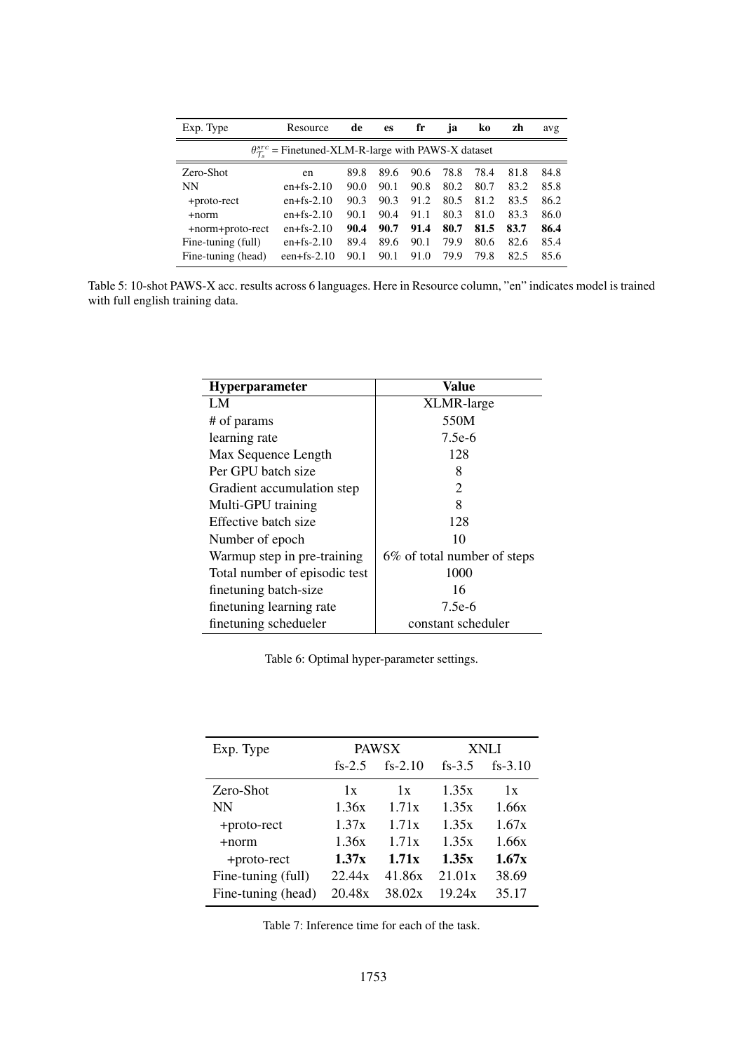| Exp. Type | Resource | de | es | fr | ja | ko | zh | avg |
|---|---|---|---|---|---|---|---|---|
| $\theta_{\mathcal{T}_s}^{src}$ = Finetuned-XLM-R-large with PAWS-X dataset | | | | | | | | |
| Zero-Shot | en | 89.8 | 89.6 | 90.6 | 78.8 | 78.4 | 81.8 | 84.8 |
| NN | en+fs-2.10 | 90.0 | 90.1 | 90.8 | 80.2 | 80.7 | 83.2 | 85.8 |
| +proto-rect | en+fs-2.10 | 90.3 | 90.3 | 91.2 | 80.5 | 81.2 | 83.5 | 86.2 |
| +norm | en+fs-2.10 | 90.1 | 90.4 | 91.1 | 80.3 | 81.0 | 83.3 | 86.0 |
| +norm+proto-rect | en+fs-2.10 | **90.4** | **90.7** | **91.4** | **80.7** | **81.5** | **83.7** | **86.4** |
| Fine-tuning (full) | en+fs-2.10 | 89.4 | 89.6 | 90.1 | 79.9 | 80.6 | 82.6 | 85.4 |
| Fine-tuning (head) | een+fs-2.10 | 90.1 | 90.1 | 91.0 | 79.9 | 79.8 | 82.5 | 85.6 |

Table 5: 10-shot PAWS-X acc. results across 6 languages. Here in Resource column, "en" indicates model is trained with full english training data.

| Hyperparameter | Value |
|---|---|
| LM | XLMR-large |
| # of params | 550M |
| learning rate | 7.5e-6 |
| Max Sequence Length | 128 |
| Per GPU batch size | 8 |
| Gradient accumulation step | 2 |
| Multi-GPU training | 8 |
| Effective batch size | 128 |
| Number of epoch | 10 |
| Warmup step in pre-training | 6% of total number of steps |
| Total number of episodic test | 1000 |
| finetuning batch-size | 16 |
| finetuning learning rate | 7.5e-6 |
| finetuning schedueler | constant scheduler |

Table 6: Optimal hyper-parameter settings.

| Exp. Type | PAWSX | | XNLI | |
|---|---|---|---|---|
| | fs-2.5 | fs-2.10 | fs-3.5 | fs-3.10 |
| Zero-Shot | 1x | 1x | 1.35x | 1x |
| NN | 1.36x | 1.71x | 1.35x | 1.66x |
| +proto-rect | 1.37x | 1.71x | 1.35x | 1.67x |
| +norm | 1.36x | 1.71x | 1.35x | 1.66x |
| +proto-rect | **1.37x** | **1.71x** | **1.35x** | **1.67x** |
| Fine-tuning (full) | 22.44x | 41.86x | 21.01x | 38.69 |
| Fine-tuning (head) | 20.48x | 38.02x | 19.24x | 35.17 |

Table 7: Inference time for each of the task.